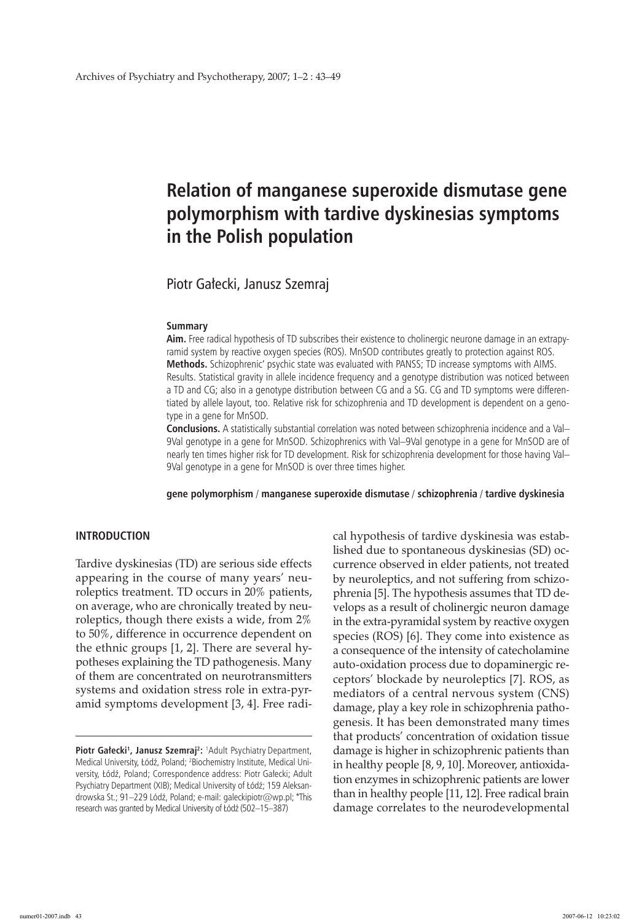# Relation of manganese superoxide dismutase gene polymorphism with tardive dyskinesias symptoms in the Polish population

Piotr Gałecki, Janusz Szemraj

**Summary**

**Aim.** Free radical hypothesis of TD subscribes their existence to cholinergic neurone damage in an extrapyramid system by reactive oxygen species (ROS). MnSOD contributes greatly to protection against ROS.

**Methods.** Schizophrenic' psychic state was evaluated with PANSS; TD increase symptoms with AIMS. Results. Statistical gravity in allele incidence frequency and a genotype distribution was noticed between a TD and CG; also in a genotype distribution between CG and a SG. CG and TD symptoms were differentiated by allele layout, too. Relative risk for schizophrenia and TD development is dependent on a genotype in a gene for MnSOD.

**Conclusions.** A statistically substantial correlation was noted between schizophrenia incidence and a Val–9Val genotype in a gene for MnSOD. Schizophrenics with Val–9Val genotype in a gene for MnSOD are of nearly ten times higher risk for TD development. Risk for schizophrenia development for those having Val–9Val genotype in a gene for MnSOD is over three times higher.

**gene polymorphism / manganese superoxide dismutase / schizophrenia / tardive dyskinesia**

## INTRODUCTION

Tardive dyskinesias (TD) are serious side effects appearing in the course of many years' neuroleptics treatment. TD occurs in 20% patients, on average, who are chronically treated by neuroleptics, though there exists a wide, from 2% to 50%, difference in occurrence dependent on the ethnic groups [1, 2]. There are several hypotheses explaining the TD pathogenesis. Many of them are concentrated on neurotransmitters systems and oxidation stress role in extra-pyramid symptoms development [3, 4]. Free radical hypothesis of tardive dyskinesia was established due to spontaneous dyskinesias (SD) occurrence observed in elder patients, not treated by neuroleptics, and not suffering from schizophrenia [5]. The hypothesis assumes that TD develops as a result of cholinergic neuron damage in the extra-pyramidal system by reactive oxygen species (ROS) [6]. They come into existence as a consequence of the intensity of catecholamine auto-oxidation process due to dopaminergic receptors' blockade by neuroleptics [7]. ROS, as mediators of a central nervous system (CNS) damage, play a key role in schizophrenia pathogenesis. It has been demonstrated many times that products' concentration of oxidation tissue damage is higher in schizophrenic patients than in healthy people [8, 9, 10]. Moreover, antioxidation enzymes in schizophrenic patients are lower than in healthy people [11, 12]. Free radical brain damage correlates to the neurodevelopmental

**Piotr Gałecki[1], Janusz Szemraj[2]:** [1]Adult Psychiatry Department, Medical University, Łódź, Poland; [2]Biochemistry Institute, Medical University, Łódź, Poland; Correspondence address: Piotr Gałecki; Adult Psychiatry Department (XIB); Medical University of Łódź; 159 Aleksandrowska St.; 91–229 Łódź, Poland; e-mail: galeckipiotr@wp.pl; *This research was granted by Medical University of Łódź (502–15–387)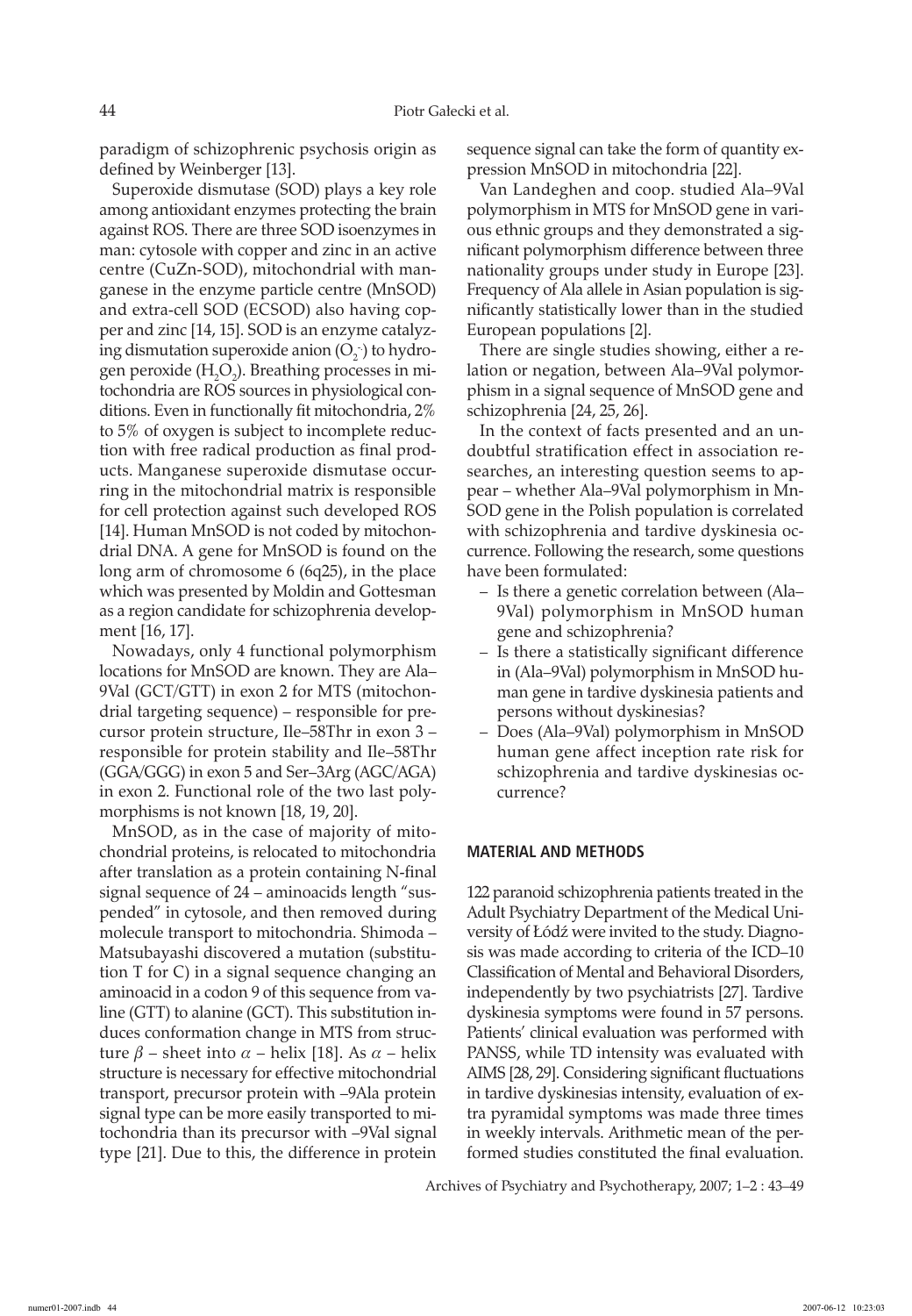paradigm of schizophrenic psychosis origin as defined by Weinberger [13].

Superoxide dismutase (SOD) plays a key role among antioxidant enzymes protecting the brain against ROS. There are three SOD isoenzymes in man: cytosole with copper and zinc in an active centre (CuZn-SOD), mitochondrial with manganese in the enzyme particle centre (MnSOD) and extra-cell SOD (ECSOD) also having copper and zinc [14, 15]. SOD is an enzyme catalyzing dismutation superoxide anion ($O_2^-$) to hydrogen peroxide ($H_2O_2$). Breathing processes in mitochondria are ROS sources in physiological conditions. Even in functionally fit mitochondria, 2% to 5% of oxygen is subject to incomplete reduction with free radical production as final products. Manganese superoxide dismutase occurring in the mitochondrial matrix is responsible for cell protection against such developed ROS [14]. Human MnSOD is not coded by mitochondrial DNA. A gene for MnSOD is found on the long arm of chromosome 6 (6q25), in the place which was presented by Moldin and Gottesman as a region candidate for schizophrenia development [16, 17].

Nowadays, only 4 functional polymorphism locations for MnSOD are known. They are Ala–9Val (GCT/GTT) in exon 2 for MTS (mitochondrial targeting sequence) – responsible for precursor protein structure, Ile–58Thr in exon 3 – responsible for protein stability and Ile–58Thr (GGA/GGG) in exon 5 and Ser–3Arg (AGC/AGA) in exon 2. Functional role of the two last polymorphisms is not known [18, 19, 20].

MnSOD, as in the case of majority of mitochondrial proteins, is relocated to mitochondria after translation as a protein containing N-final signal sequence of 24 – aminoacids length "suspended" in cytosole, and then removed during molecule transport to mitochondria. Shimoda – Matsubayashi discovered a mutation (substitution T for C) in a signal sequence changing an aminoacid in a codon 9 of this sequence from valine (GTT) to alanine (GCT). This substitution induces conformation change in MTS from structure $\beta$ – sheet into $\alpha$ – helix [18]. As $\alpha$ – helix structure is necessary for effective mitochondrial transport, precursor protein with –9Ala protein signal type can be more easily transported to mitochondria than its precursor with –9Val signal type [21]. Due to this, the difference in protein sequence signal can take the form of quantity expression MnSOD in mitochondria [22].

Van Landeghen and coop. studied Ala–9Val polymorphism in MTS for MnSOD gene in various ethnic groups and they demonstrated a significant polymorphism difference between three nationality groups under study in Europe [23]. Frequency of Ala allele in Asian population is significantly statistically lower than in the studied European populations [2].

There are single studies showing, either a relation or negation, between Ala–9Val polymorphism in a signal sequence of MnSOD gene and schizophrenia [24, 25, 26].

In the context of facts presented and an undoubtful stratification effect in association researches, an interesting question seems to appear – whether Ala–9Val polymorphism in MnSOD gene in the Polish population is correlated with schizophrenia and tardive dyskinesia occurrence. Following the research, some questions have been formulated:

- Is there a genetic correlation between (Ala–9Val) polymorphism in MnSOD human gene and schizophrenia?
- Is there a statistically significant difference in (Ala–9Val) polymorphism in MnSOD human gene in tardive dyskinesia patients and persons without dyskinesias?
- Does (Ala–9Val) polymorphism in MnSOD human gene affect inception rate risk for schizophrenia and tardive dyskinesias occurrence?

## MATERIAL AND METHODS

122 paranoid schizophrenia patients treated in the Adult Psychiatry Department of the Medical University of Łódź were invited to the study. Diagnosis was made according to criteria of the ICD–10 Classification of Mental and Behavioral Disorders, independently by two psychiatrists [27]. Tardive dyskinesia symptoms were found in 57 persons. Patients' clinical evaluation was performed with PANSS, while TD intensity was evaluated with AIMS [28, 29]. Considering significant fluctuations in tardive dyskinesias intensity, evaluation of extra pyramidal symptoms was made three times in weekly intervals. Arithmetic mean of the performed studies constituted the final evaluation.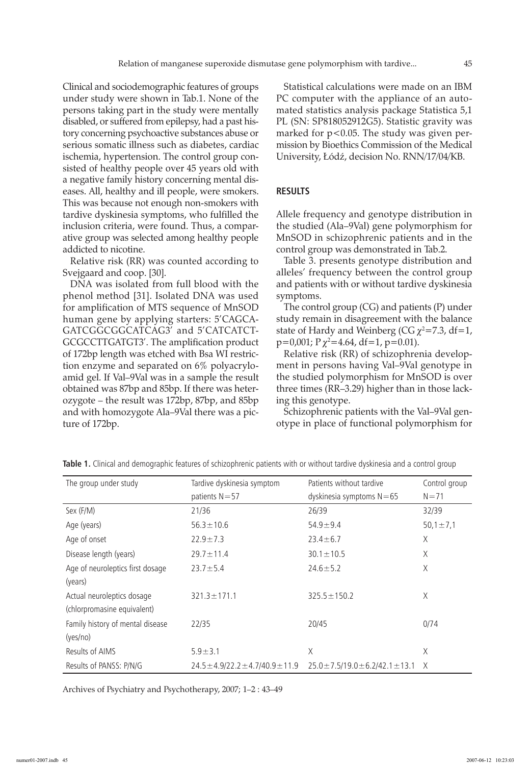Clinical and sociodemographic features of groups under study were shown in Tab.1. None of the persons taking part in the study were mentally disabled, or suffered from epilepsy, had a past history concerning psychoactive substances abuse or serious somatic illness such as diabetes, cardiac ischemia, hypertension. The control group consisted of healthy people over 45 years old with a negative family history concerning mental diseases. All, healthy and ill people, were smokers. This was because not enough non-smokers with tardive dyskinesia symptoms, who fulfilled the inclusion criteria, were found. Thus, a comparative group was selected among healthy people addicted to nicotine.

Relative risk (RR) was counted according to Svejgaard and coop. [30].

DNA was isolated from full blood with the phenol method [31]. Isolated DNA was used for amplification of MTS sequence of MnSOD human gene by applying starters: 5'CAGCA-GATCGGCGGCATCAG3' and 5'CATCATCT-GCGCCTTGATGT3'. The amplification product of 172bp length was etched with Bsa WI restriction enzyme and separated on 6% polyacryloamid gel. If Val–9Val was in a sample the result obtained was 87bp and 85bp. If there was heterozygote – the result was 172bp, 87bp, and 85bp and with homozygote Ala–9Val there was a picture of 172bp.

Statistical calculations were made on an IBM PC computer with the appliance of an automated statistics analysis package Statistica 5,1 PL (SN: SP818052912G5). Statistic gravity was marked for $p<0.05$. The study was given permission by Bioethics Commission of the Medical University, Łódź, decision No. RNN/17/04/KB.

## RESULTS

Allele frequency and genotype distribution in the studied (Ala–9Val) gene polymorphism for MnSOD in schizophrenic patients and in the control group was demonstrated in Tab.2.

Table 3. presents genotype distribution and alleles' frequency between the control group and patients with or without tardive dyskinesia symptoms.

The control group (CG) and patients (P) under study remain in disagreement with the balance state of Hardy and Weinberg (CG $\chi^2=7.3$, df=1, p=0,001; P $\chi^2=4.64$, df=1, p=0.01).

Relative risk (RR) of schizophrenia development in persons having Val–9Val genotype in the studied polymorphism for MnSOD is over three times (RR–3.29) higher than in those lacking this genotype.

Schizophrenic patients with the Val–9Val genotype in place of functional polymorphism for

**Table 1.** Clinical and demographic features of schizophrenic patients with or without tardive dyskinesia and a control group

| The group under study | Tardive dyskinesia symptom patients N=57 | Patients without tardive dyskinesia symptoms N=65 | Control group N=71 |
|---|---|---|---|
| Sex (F/M) | 21/36 | 26/39 | 32/39 |
| Age (years) | 56.3±10.6 | 54.9±9.4 | 50,1±7,1 |
| Age of onset | 22.9±7.3 | 23.4±6.7 | X |
| Disease length (years) | 29.7±11.4 | 30.1±10.5 | X |
| Age of neuroleptics first dosage (years) | 23.7±5.4 | 24.6±5.2 | X |
| Actual neuroleptics dosage (chlorpromasine equivalent) | 321.3±171.1 | 325.5±150.2 | X |
| Family history of mental disease (yes/no) | 22/35 | 20/45 | 0/74 |
| Results of AIMS | 5.9±3.1 | X | X |
| Results of PANSS: P/N/G | 24.5±4.9/22.2±4.7/40.9±11.9 | 25.0±7.5/19.0±6.2/42.1±13.1 | X |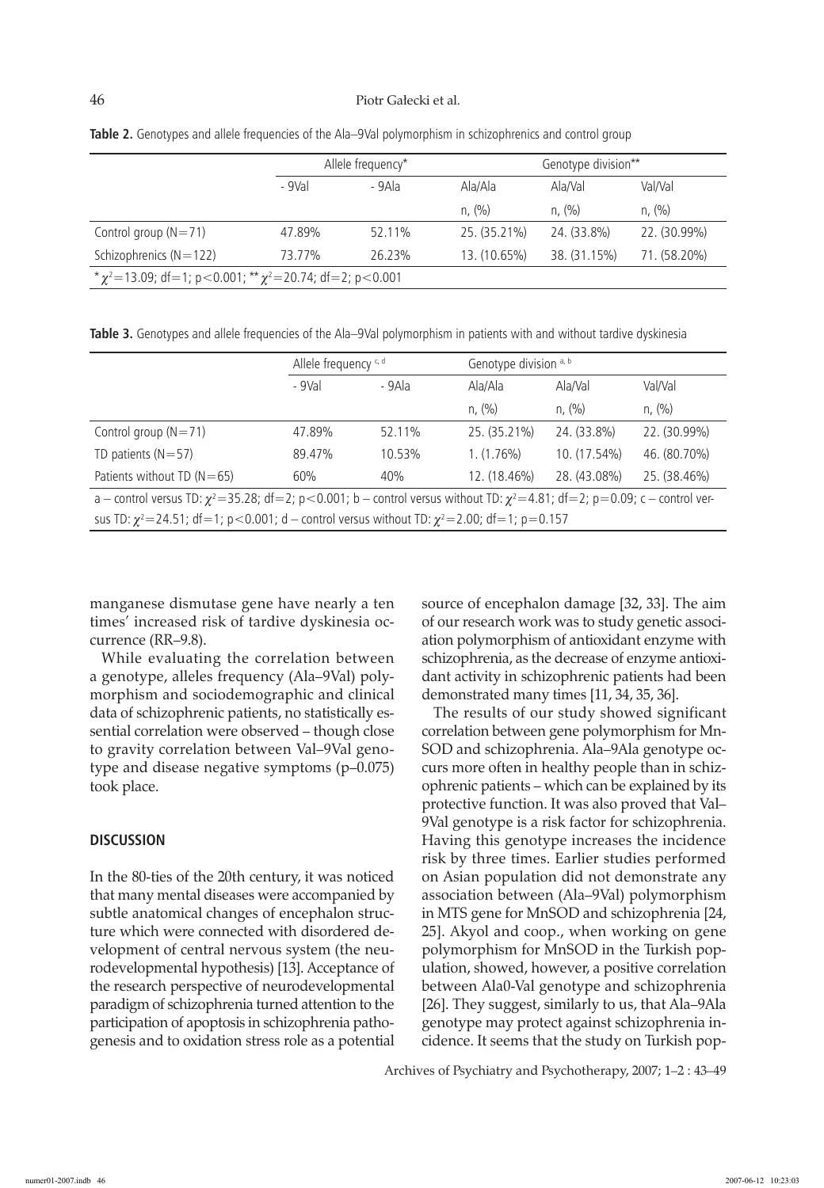**Table 2.** Genotypes and allele frequencies of the Ala–9Val polymorphism in schizophrenics and control group

| | Allele frequency* | | Genotype division** | | |
|---|---|---|---|---|---|
| | - 9Val | - 9Ala | Ala/Ala | Ala/Val | Val/Val |
| | | | n, (%) | n, (%) | n, (%) |
| Control group (N=71) | 47.89% | 52.11% | 25. (35.21%) | 24. (33.8%) | 22. (30.99%) |
| Schizophrenics (N=122) | 73.77% | 26.23% | 13. (10.65%) | 38. (31.15%) | 71. (58.20%) |

* $\chi^2$=13.09; df=1; $p<0.001$; ** $\chi^2$=20.74; df=2; $p<0.001$

**Table 3.** Genotypes and allele frequencies of the Ala–9Val polymorphism in patients with and without tardive dyskinesia

| | Allele frequency [c, d] | | Genotype division [a, b] | | |
|---|---|---|---|---|---|
| | - 9Val | - 9Ala | Ala/Ala | Ala/Val | Val/Val |
| | | | n, (%) | n, (%) | n, (%) |
| Control group (N=71) | 47.89% | 52.11% | 25. (35.21%) | 24. (33.8%) | 22. (30.99%) |
| TD patients (N=57) | 89.47% | 10.53% | 1. (1.76%) | 10. (17.54%) | 46. (80.70%) |
| Patients without TD (N=65) | 60% | 40% | 12. (18.46%) | 28. (43.08%) | 25. (38.46%) |

a – control versus TD: $\chi^2$=35.28; df=2; $p<0.001$; b – control versus without TD: $\chi^2$=4.81; df=2; p=0.09; c – control versus TD: $\chi^2$=24.51; df=1; $p<0.001$; d – control versus without TD: $\chi^2$=2.00; df=1; p=0.157

manganese dismutase gene have nearly a ten times' increased risk of tardive dyskinesia occurrence (RR–9.8).

While evaluating the correlation between a genotype, alleles frequency (Ala–9Val) polymorphism and sociodemographic and clinical data of schizophrenic patients, no statistically essential correlation were observed – though close to gravity correlation between Val–9Val genotype and disease negative symptoms (p–0.075) took place.

## DISCUSSION

In the 80-ties of the 20th century, it was noticed that many mental diseases were accompanied by subtle anatomical changes of encephalon structure which were connected with disordered development of central nervous system (the neurodevelopmental hypothesis) [13]. Acceptance of the research perspective of neurodevelopmental paradigm of schizophrenia turned attention to the participation of apoptosis in schizophrenia pathogenesis and to oxidation stress role as a potential source of encephalon damage [32, 33]. The aim of our research work was to study genetic association polymorphism of antioxidant enzyme with schizophrenia, as the decrease of enzyme antioxidant activity in schizophrenic patients had been demonstrated many times [11, 34, 35, 36].

The results of our study showed significant correlation between gene polymorphism for MnSOD and schizophrenia. Ala–9Ala genotype occurs more often in healthy people than in schizophrenic patients – which can be explained by its protective function. It was also proved that Val–9Val genotype is a risk factor for schizophrenia. Having this genotype increases the incidence risk by three times. Earlier studies performed on Asian population did not demonstrate any association between (Ala–9Val) polymorphism in MTS gene for MnSOD and schizophrenia [24, 25]. Akyol and coop., when working on gene polymorphism for MnSOD in the Turkish population, showed, however, a positive correlation between Ala0-Val genotype and schizophrenia [26]. They suggest, similarly to us, that Ala–9Ala genotype may protect against schizophrenia incidence. It seems that the study on Turkish pop-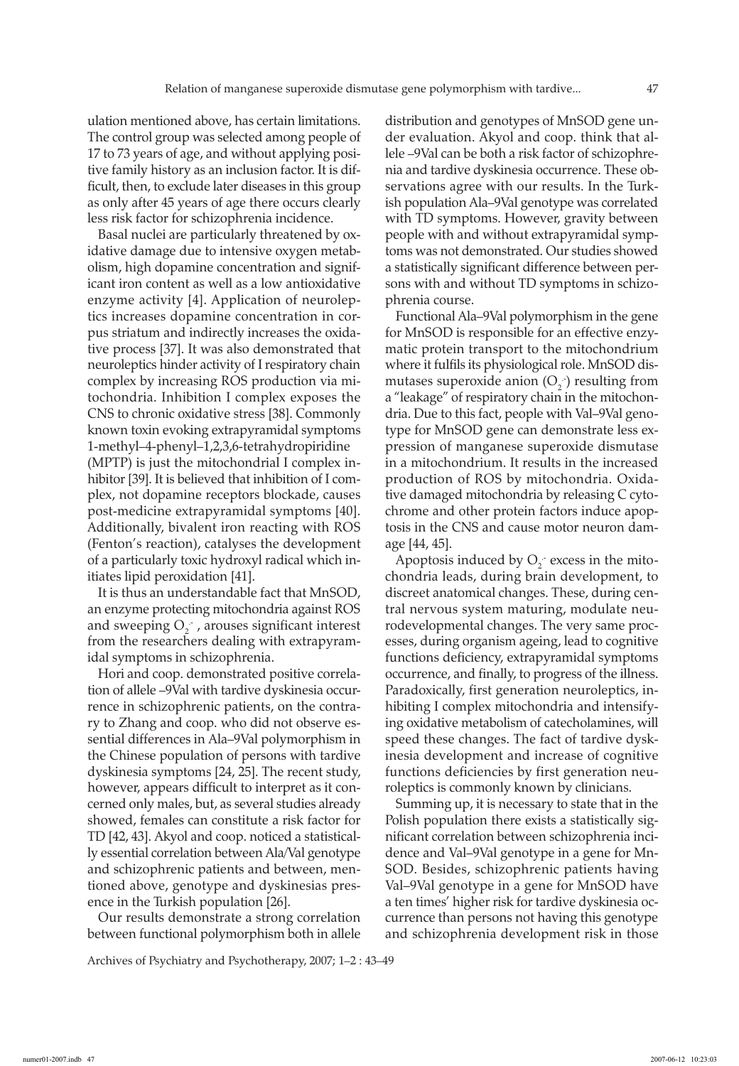ulation mentioned above, has certain limitations. The control group was selected among people of 17 to 73 years of age, and without applying positive family history as an inclusion factor. It is difficult, then, to exclude later diseases in this group as only after 45 years of age there occurs clearly less risk factor for schizophrenia incidence.

Basal nuclei are particularly threatened by oxidative damage due to intensive oxygen metabolism, high dopamine concentration and significant iron content as well as a low antioxidative enzyme activity [4]. Application of neuroleptics increases dopamine concentration in corpus striatum and indirectly increases the oxidative process [37]. It was also demonstrated that neuroleptics hinder activity of I respiratory chain complex by increasing ROS production via mitochondria. Inhibition I complex exposes the CNS to chronic oxidative stress [38]. Commonly known toxin evoking extrapyramidal symptoms 1-methyl–4-phenyl–1,2,3,6-tetrahydropiridine (MPTP) is just the mitochondrial I complex inhibitor [39]. It is believed that inhibition of I complex, not dopamine receptors blockade, causes post-medicine extrapyramidal symptoms [40]. Additionally, bivalent iron reacting with ROS (Fenton's reaction), catalyses the development of a particularly toxic hydroxyl radical which initiates lipid peroxidation [41].

It is thus an understandable fact that MnSOD, an enzyme protecting mitochondria against ROS and sweeping $O_2^-$ , arouses significant interest from the researchers dealing with extrapyramidal symptoms in schizophrenia.

Hori and coop. demonstrated positive correlation of allele –9Val with tardive dyskinesia occurrence in schizophrenic patients, on the contrary to Zhang and coop. who did not observe essential differences in Ala–9Val polymorphism in the Chinese population of persons with tardive dyskinesia symptoms [24, 25]. The recent study, however, appears difficult to interpret as it concerned only males, but, as several studies already showed, females can constitute a risk factor for TD [42, 43]. Akyol and coop. noticed a statistically essential correlation between Ala/Val genotype and schizophrenic patients and between, mentioned above, genotype and dyskinesias presence in the Turkish population [26].

Our results demonstrate a strong correlation between functional polymorphism both in allele distribution and genotypes of MnSOD gene under evaluation. Akyol and coop. think that allele –9Val can be both a risk factor of schizophrenia and tardive dyskinesia occurrence. These observations agree with our results. In the Turkish population Ala–9Val genotype was correlated with TD symptoms. However, gravity between people with and without extrapyramidal symptoms was not demonstrated. Our studies showed a statistically significant difference between persons with and without TD symptoms in schizophrenia course.

Functional Ala–9Val polymorphism in the gene for MnSOD is responsible for an effective enzymatic protein transport to the mitochondrium where it fulfils its physiological role. MnSOD dismutases superoxide anion ($O_2^-$) resulting from a "leakage" of respiratory chain in the mitochondria. Due to this fact, people with Val–9Val genotype for MnSOD gene can demonstrate less expression of manganese superoxide dismutase in a mitochondrium. It results in the increased production of ROS by mitochondria. Oxidative damaged mitochondria by releasing C cytochrome and other protein factors induce apoptosis in the CNS and cause motor neuron damage [44, 45].

Apoptosis induced by $O_2^-$ excess in the mitochondria leads, during brain development, to discreet anatomical changes. These, during central nervous system maturing, modulate neurodevelopmental changes. The very same processes, during organism ageing, lead to cognitive functions deficiency, extrapyramidal symptoms occurrence, and finally, to progress of the illness. Paradoxically, first generation neuroleptics, inhibiting I complex mitochondria and intensifying oxidative metabolism of catecholamines, will speed these changes. The fact of tardive dyskinesia development and increase of cognitive functions deficiencies by first generation neuroleptics is commonly known by clinicians.

Summing up, it is necessary to state that in the Polish population there exists a statistically significant correlation between schizophrenia incidence and Val–9Val genotype in a gene for MnSOD. Besides, schizophrenic patients having Val–9Val genotype in a gene for MnSOD have a ten times' higher risk for tardive dyskinesia occurrence than persons not having this genotype and schizophrenia development risk in those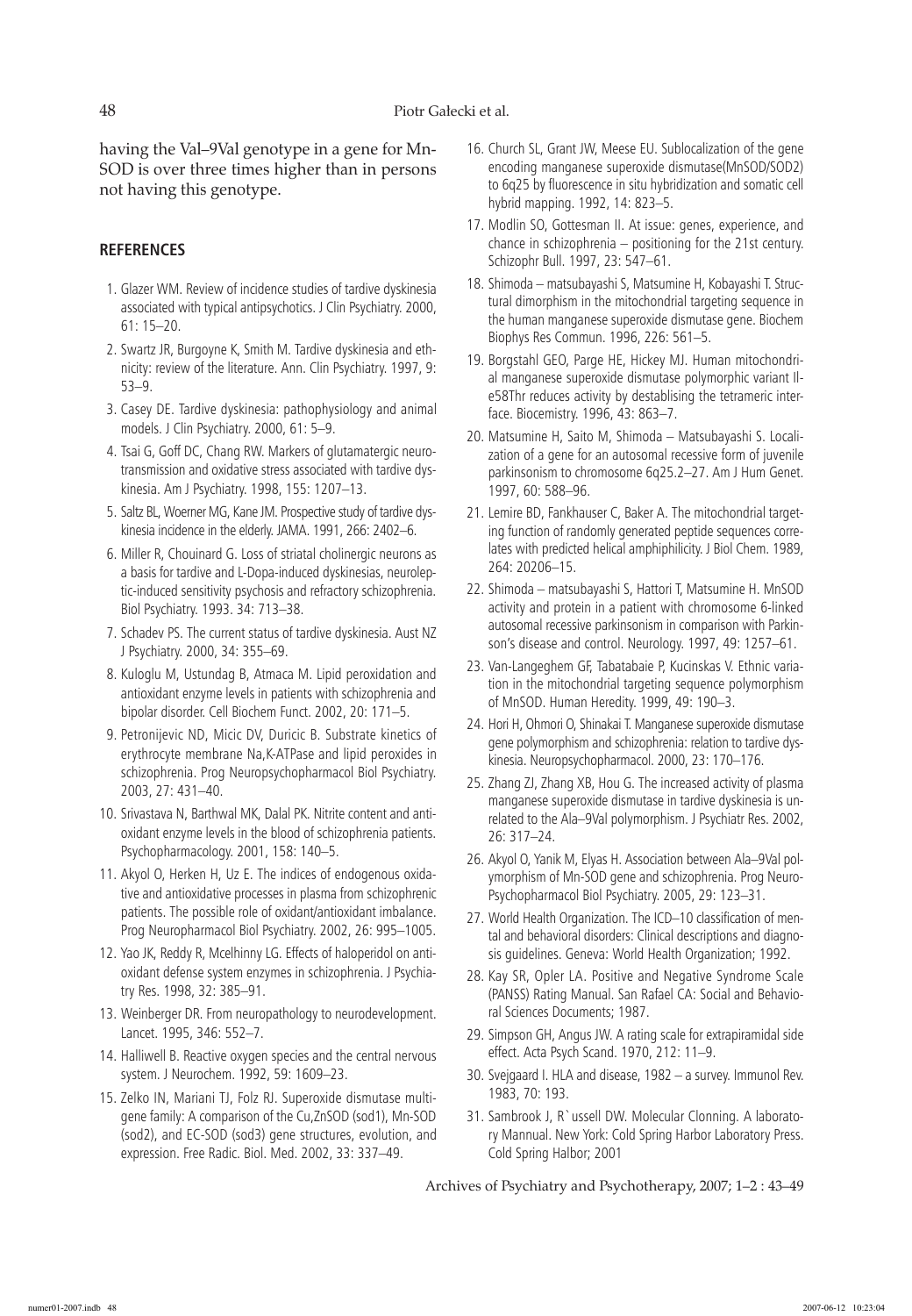having the Val–9Val genotype in a gene for Mn-SOD is over three times higher than in persons not having this genotype.

## REFERENCES

1. Glazer WM. Review of incidence studies of tardive dyskinesia associated with typical antipsychotics. J Clin Psychiatry. 2000, 61: 15–20.
2. Swartz JR, Burgoyne K, Smith M. Tardive dyskinesia and ethnicity: review of the literature. Ann. Clin Psychiatry. 1997, 9: 53–9.
3. Casey DE. Tardive dyskinesia: pathophysiology and animal models. J Clin Psychiatry. 2000, 61: 5–9.
4. Tsai G, Goff DC, Chang RW. Markers of glutamatergic neurotransmission and oxidative stress associated with tardive dyskinesia. Am J Psychiatry. 1998, 155: 1207–13.
5. Saltz BL, Woerner MG, Kane JM. Prospective study of tardive dyskinesia incidence in the elderly. JAMA. 1991, 266: 2402–6.
6. Miller R, Chouinard G. Loss of striatal cholinergic neurons as a basis for tardive and L-Dopa-induced dyskinesias, neuroleptic-induced sensitivity psychosis and refractory schizophrenia. Biol Psychiatry. 1993. 34: 713–38.
7. Schadev PS. The current status of tardive dyskinesia. Aust NZ J Psychiatry. 2000, 34: 355–69.
8. Kuloglu M, Ustundag B, Atmaca M. Lipid peroxidation and antioxidant enzyme levels in patients with schizophrenia and bipolar disorder. Cell Biochem Funct. 2002, 20: 171–5.
9. Petronijevic ND, Micic DV, Duricic B. Substrate kinetics of erythrocyte membrane Na,K-ATPase and lipid peroxides in schizophrenia. Prog Neuropsychopharmacol Biol Psychiatry. 2003, 27: 431–40.
10. Srivastava N, Barthwal MK, Dalal PK. Nitrite content and antioxidant enzyme levels in the blood of schizophrenia patients. Psychopharmacology. 2001, 158: 140–5.
11. Akyol O, Herken H, Uz E. The indices of endogenous oxidative and antioxidative processes in plasma from schizophrenic patients. The possible role of oxidant/antioxidant imbalance. Prog Neuropharmacol Biol Psychiatry. 2002, 26: 995–1005.
12. Yao JK, Reddy R, Mcelhinny LG. Effects of haloperidol on antioxidant defense system enzymes in schizophrenia. J Psychiatry Res. 1998, 32: 385–91.
13. Weinberger DR. From neuropathology to neurodevelopment. Lancet. 1995, 346: 552–7.
14. Halliwell B. Reactive oxygen species and the central nervous system. J Neurochem. 1992, 59: 1609–23.
15. Zelko IN, Mariani TJ, Folz RJ. Superoxide dismutase multigene family: A comparison of the Cu,ZnSOD (sod1), Mn-SOD (sod2), and EC-SOD (sod3) gene structures, evolution, and expression. Free Radic. Biol. Med. 2002, 33: 337–49.
16. Church SL, Grant JW, Meese EU. Sublocalization of the gene encoding manganese superoxide dismutase(MnSOD/SOD2) to 6q25 by fluorescence in situ hybridization and somatic cell hybrid mapping. 1992, 14: 823–5.
17. Modlin SO, Gottesman II. At issue: genes, experience, and chance in schizophrenia – positioning for the 21st century. Schizophr Bull. 1997, 23: 547–61.
18. Shimoda – matsubayashi S, Matsumine H, Kobayashi T. Structural dimorphism in the mitochondrial targeting sequence in the human manganese superoxide dismutase gene. Biochem Biophys Res Commun. 1996, 226: 561–5.
19. Borgstahl GEO, Parge HE, Hickey MJ. Human mitochondrial manganese superoxide dismutase polymorphic variant Ile58Thr reduces activity by destablising the tetrameric interface. Biocemistry. 1996, 43: 863–7.
20. Matsumine H, Saito M, Shimoda – Matsubayashi S. Localization of a gene for an autosomal recessive form of juvenile parkinsonism to chromosome 6q25.2–27. Am J Hum Genet. 1997, 60: 588–96.
21. Lemire BD, Fankhauser C, Baker A. The mitochondrial targeting function of randomly generated peptide sequences correlates with predicted helical amphiphilicity. J Biol Chem. 1989, 264: 20206–15.
22. Shimoda – matsubayashi S, Hattori T, Matsumine H. MnSOD activity and protein in a patient with chromosome 6-linked autosomal recessive parkinsonism in comparison with Parkinson's disease and control. Neurology. 1997, 49: 1257–61.
23. Van-Langeghem GF, Tabatabaie P, Kucinskas V. Ethnic variation in the mitochondrial targeting sequence polymorphism of MnSOD. Human Heredity. 1999, 49: 190–3.
24. Hori H, Ohmori O, Shinakai T. Manganese superoxide dismutase gene polymorphism and schizophrenia: relation to tardive dyskinesia. Neuropsychopharmacol. 2000, 23: 170–176.
25. Zhang ZJ, Zhang XB, Hou G. The increased activity of plasma manganese superoxide dismutase in tardive dyskinesia is unrelated to the Ala–9Val polymorphism. J Psychiatr Res. 2002, 26: 317–24.
26. Akyol O, Yanik M, Elyas H. Association between Ala–9Val polymorphism of Mn-SOD gene and schizophrenia. Prog Neuro-Psychopharmacol Biol Psychiatry. 2005, 29: 123–31.
27. World Health Organization. The ICD–10 classification of mental and behavioral disorders: Clinical descriptions and diagnosis guidelines. Geneva: World Health Organization; 1992.
28. Kay SR, Opler LA. Positive and Negative Syndrome Scale (PANSS) Rating Manual. San Rafael CA: Social and Behavioral Sciences Documents; 1987.
29. Simpson GH, Angus JW. A rating scale for extrapiramidal side effect. Acta Psych Scand. 1970, 212: 11–9.
30. Svejgaard I. HLA and disease, 1982 – a survey. Immunol Rev. 1983, 70: 193.
31. Sambrook J, R`ussell DW. Molecular Clonning. A laboratory Mannual. New York: Cold Spring Harbor Laboratory Press. Cold Spring Halbor; 2001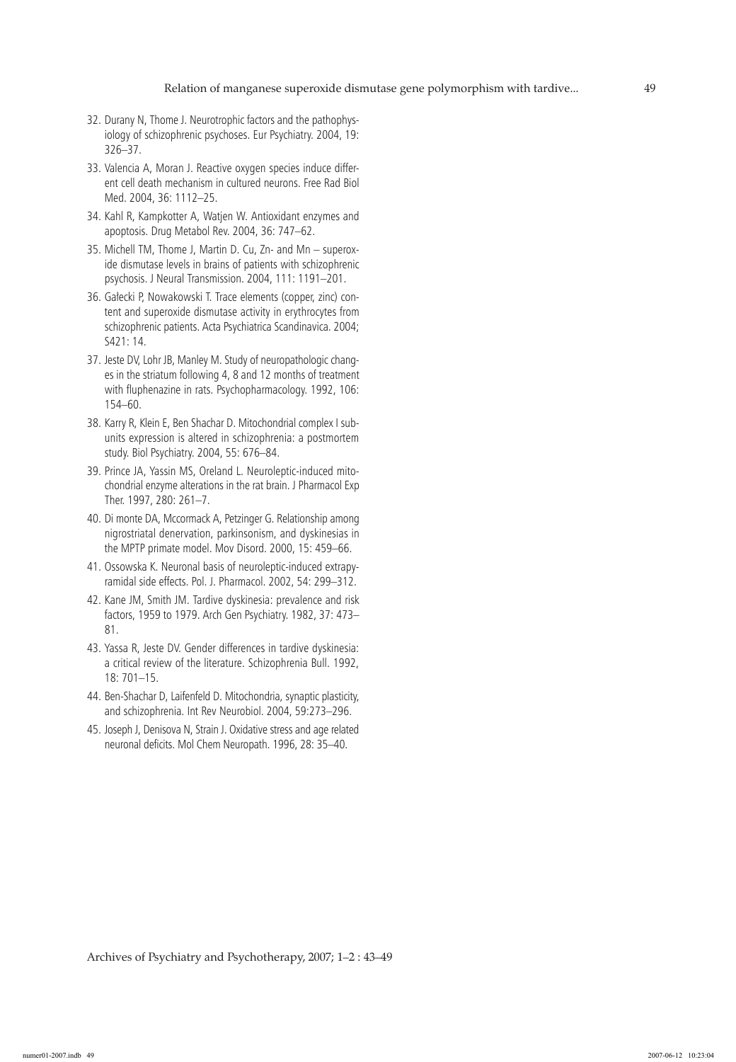32. Durany N, Thome J. Neurotrophic factors and the pathophysiology of schizophrenic psychoses. Eur Psychiatry. 2004, 19: 326–37.
33. Valencia A, Moran J. Reactive oxygen species induce different cell death mechanism in cultured neurons. Free Rad Biol Med. 2004, 36: 1112–25.
34. Kahl R, Kampkotter A, Watjen W. Antioxidant enzymes and apoptosis. Drug Metabol Rev. 2004, 36: 747–62.
35. Michell TM, Thome J, Martin D. Cu, Zn- and Mn – superoxide dismutase levels in brains of patients with schizophrenic psychosis. J Neural Transmission. 2004, 111: 1191–201.
36. Gałecki P, Nowakowski T. Trace elements (copper, zinc) content and superoxide dismutase activity in erythrocytes from schizophrenic patients. Acta Psychiatrica Scandinavica. 2004; S421: 14.
37. Jeste DV, Lohr JB, Manley M. Study of neuropathologic changes in the striatum following 4, 8 and 12 months of treatment with fluphenazine in rats. Psychopharmacology. 1992, 106: 154–60.
38. Karry R, Klein E, Ben Shachar D. Mitochondrial complex I subunits expression is altered in schizophrenia: a postmortem study. Biol Psychiatry. 2004, 55: 676–84.
39. Prince JA, Yassin MS, Oreland L. Neuroleptic-induced mitochondrial enzyme alterations in the rat brain. J Pharmacol Exp Ther. 1997, 280: 261–7.
40. Di monte DA, Mccormack A, Petzinger G. Relationship among nigrostriatal denervation, parkinsonism, and dyskinesias in the MPTP primate model. Mov Disord. 2000, 15: 459–66.
41. Ossowska K. Neuronal basis of neuroleptic-induced extrapyramidal side effects. Pol. J. Pharmacol. 2002, 54: 299–312.
42. Kane JM, Smith JM. Tardive dyskinesia: prevalence and risk factors, 1959 to 1979. Arch Gen Psychiatry. 1982, 37: 473–81.
43. Yassa R, Jeste DV. Gender differences in tardive dyskinesia: a critical review of the literature. Schizophrenia Bull. 1992, 18: 701–15.
44. Ben-Shachar D, Laifenfeld D. Mitochondria, synaptic plasticity, and schizophrenia. Int Rev Neurobiol. 2004, 59:273–296.
45. Joseph J, Denisova N, Strain J. Oxidative stress and age related neuronal deficits. Mol Chem Neuropath. 1996, 28: 35–40.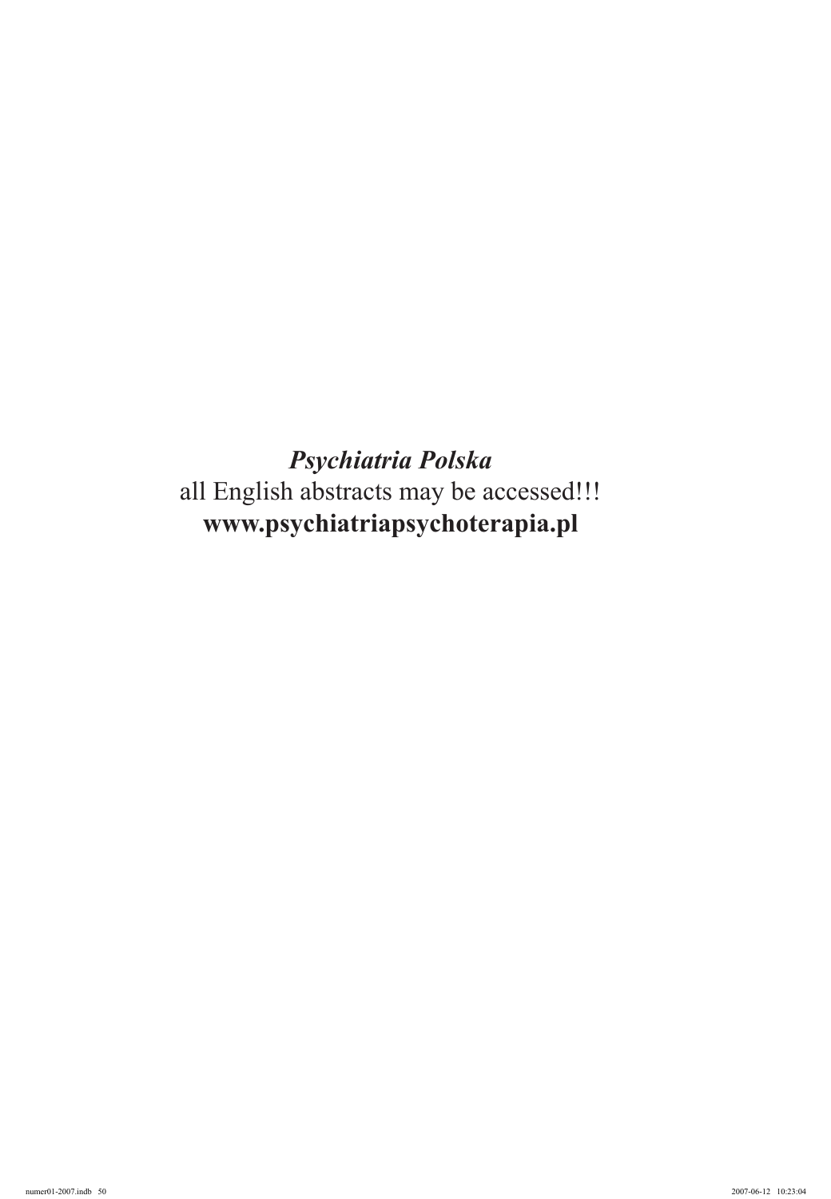*Psychiatria Polska*

all English abstracts may be accessed!!!

**www.psychiatriapsychoterapia.pl**